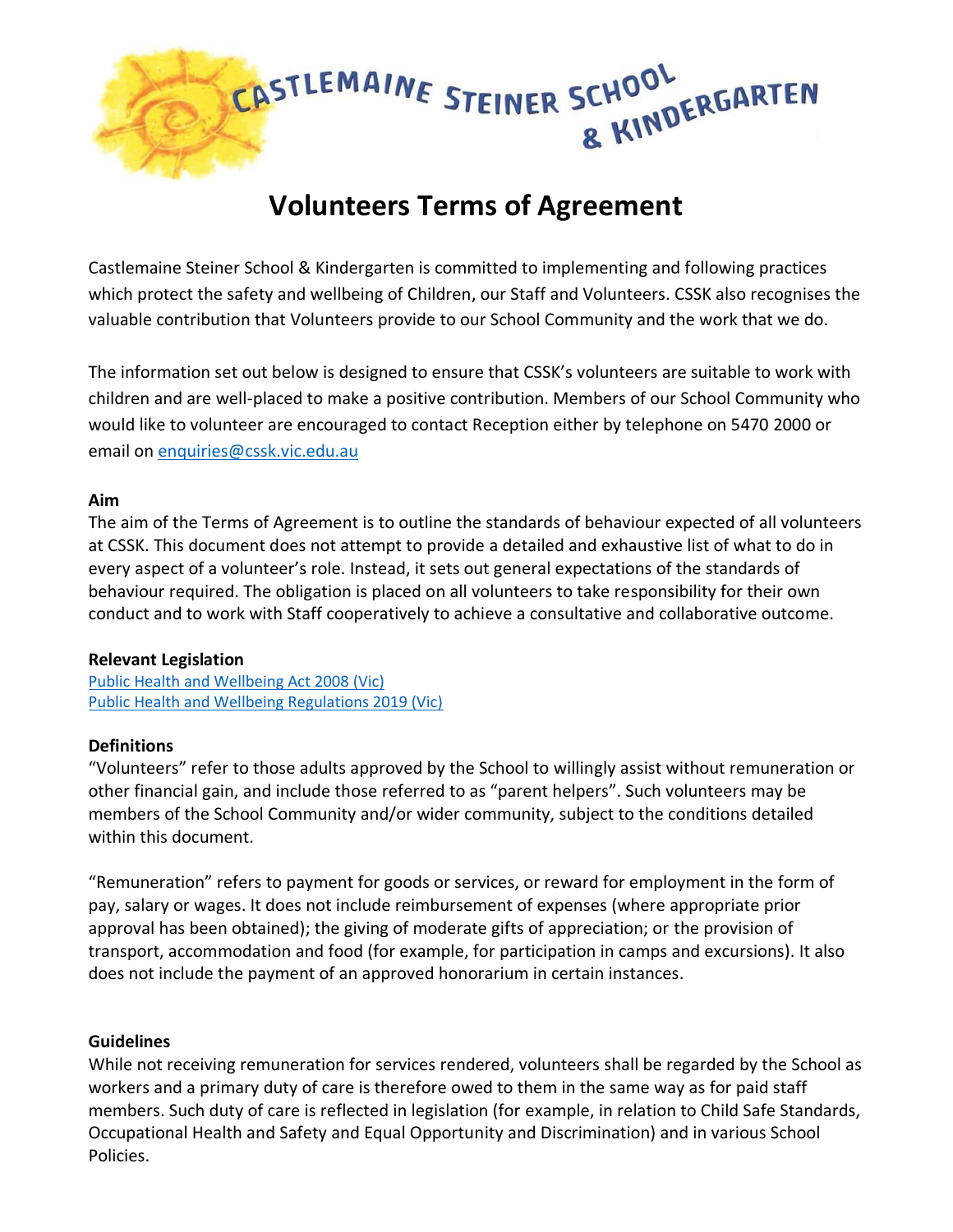# Volunteers Terms of Agreement

Castlemaine Steiner School & Kindergarten is committed to implementing and following practices which protect the safety and wellbeing of Children, our Staff and Volunteers. CSSK also recognises the valuable contribution that Volunteers provide to our School Community and the work that we do.

The information set out below is designed to ensure that CSSK's volunteers are suitable to work with children and are well-placed to make a positive contribution. Members of our School Community who would like to volunteer are encouraged to contact Reception either by telephone on 5470 2000 or email on enquiries@cssk.vic.edu.au

**Aim**

The aim of the Terms of Agreement is to outline the standards of behaviour expected of all volunteers at CSSK. This document does not attempt to provide a detailed and exhaustive list of what to do in every aspect of a volunteer's role. Instead, it sets out general expectations of the standards of behaviour required. The obligation is placed on all volunteers to take responsibility for their own conduct and to work with Staff cooperatively to achieve a consultative and collaborative outcome.

**Relevant Legislation**

Public Health and Wellbeing Act 2008 (Vic)
Public Health and Wellbeing Regulations 2019 (Vic)

**Definitions**

"Volunteers" refer to those adults approved by the School to willingly assist without remuneration or other financial gain, and include those referred to as "parent helpers". Such volunteers may be members of the School Community and/or wider community, subject to the conditions detailed within this document.

"Remuneration" refers to payment for goods or services, or reward for employment in the form of pay, salary or wages. It does not include reimbursement of expenses (where appropriate prior approval has been obtained); the giving of moderate gifts of appreciation; or the provision of transport, accommodation and food (for example, for participation in camps and excursions). It also does not include the payment of an approved honorarium in certain instances.

**Guidelines**

While not receiving remuneration for services rendered, volunteers shall be regarded by the School as workers and a primary duty of care is therefore owed to them in the same way as for paid staff members. Such duty of care is reflected in legislation (for example, in relation to Child Safe Standards, Occupational Health and Safety and Equal Opportunity and Discrimination) and in various School Policies.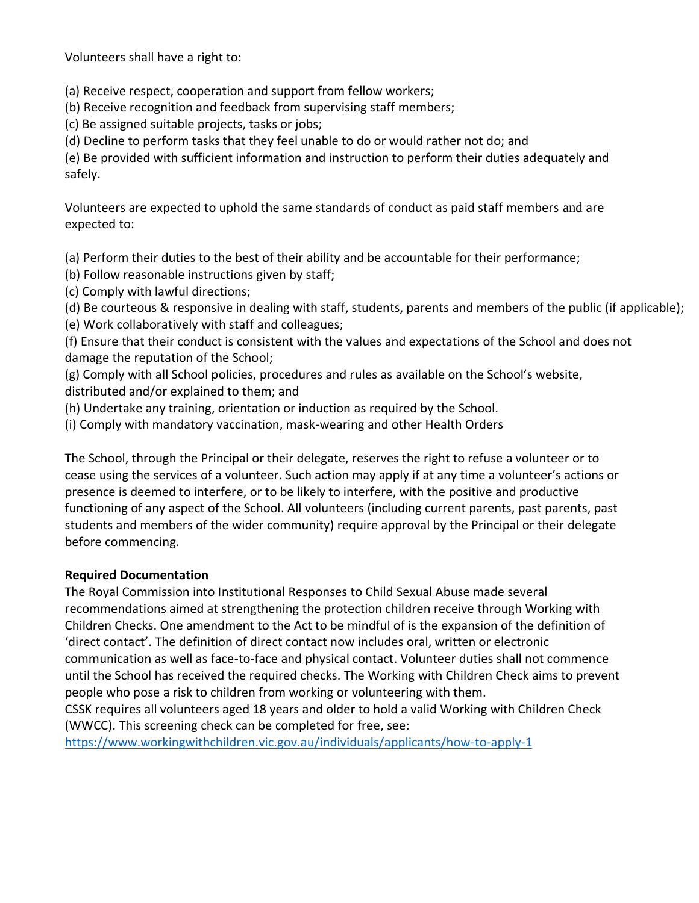Volunteers shall have a right to:

(a) Receive respect, cooperation and support from fellow workers;
(b) Receive recognition and feedback from supervising staff members;
(c) Be assigned suitable projects, tasks or jobs;
(d) Decline to perform tasks that they feel unable to do or would rather not do; and
(e) Be provided with sufficient information and instruction to perform their duties adequately and safely.

Volunteers are expected to uphold the same standards of conduct as paid staff members and are expected to:

(a) Perform their duties to the best of their ability and be accountable for their performance;
(b) Follow reasonable instructions given by staff;
(c) Comply with lawful directions;
(d) Be courteous & responsive in dealing with staff, students, parents and members of the public (if applicable);
(e) Work collaboratively with staff and colleagues;
(f) Ensure that their conduct is consistent with the values and expectations of the School and does not damage the reputation of the School;
(g) Comply with all School policies, procedures and rules as available on the School's website, distributed and/or explained to them; and
(h) Undertake any training, orientation or induction as required by the School.
(i) Comply with mandatory vaccination, mask-wearing and other Health Orders

The School, through the Principal or their delegate, reserves the right to refuse a volunteer or to cease using the services of a volunteer. Such action may apply if at any time a volunteer's actions or presence is deemed to interfere, or to be likely to interfere, with the positive and productive functioning of any aspect of the School. All volunteers (including current parents, past parents, past students and members of the wider community) require approval by the Principal or their delegate before commencing.

**Required Documentation**

The Royal Commission into Institutional Responses to Child Sexual Abuse made several recommendations aimed at strengthening the protection children receive through Working with Children Checks. One amendment to the Act to be mindful of is the expansion of the definition of 'direct contact'. The definition of direct contact now includes oral, written or electronic communication as well as face-to-face and physical contact. Volunteer duties shall not commence until the School has received the required checks. The Working with Children Check aims to prevent people who pose a risk to children from working or volunteering with them.
CSSK requires all volunteers aged 18 years and older to hold a valid Working with Children Check (WWCC). This screening check can be completed for free, see:
https://www.workingwithchildren.vic.gov.au/individuals/applicants/how-to-apply-1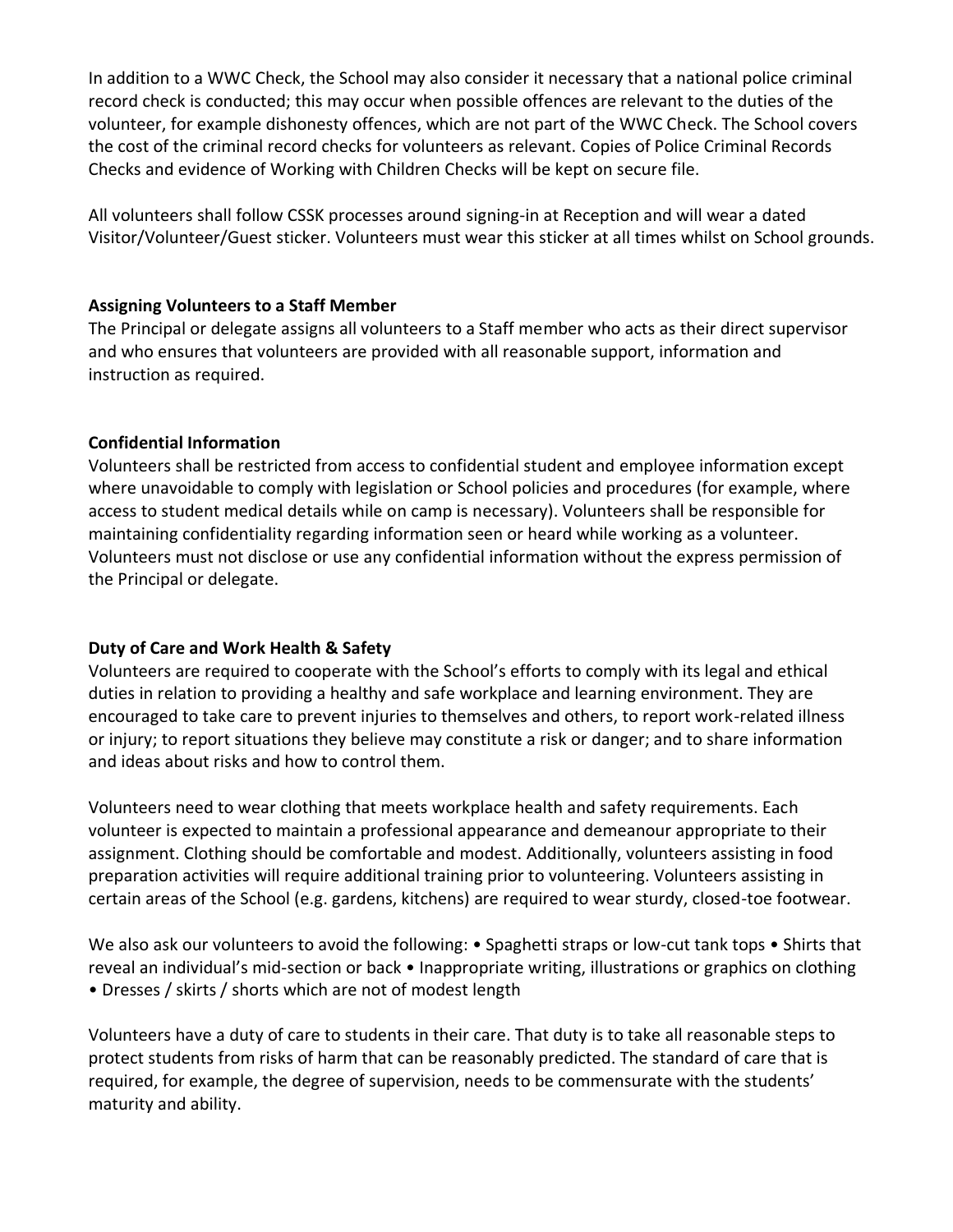In addition to a WWC Check, the School may also consider it necessary that a national police criminal record check is conducted; this may occur when possible offences are relevant to the duties of the volunteer, for example dishonesty offences, which are not part of the WWC Check. The School covers the cost of the criminal record checks for volunteers as relevant. Copies of Police Criminal Records Checks and evidence of Working with Children Checks will be kept on secure file.

All volunteers shall follow CSSK processes around signing-in at Reception and will wear a dated Visitor/Volunteer/Guest sticker. Volunteers must wear this sticker at all times whilst on School grounds.

**Assigning Volunteers to a Staff Member**

The Principal or delegate assigns all volunteers to a Staff member who acts as their direct supervisor and who ensures that volunteers are provided with all reasonable support, information and instruction as required.

**Confidential Information**

Volunteers shall be restricted from access to confidential student and employee information except where unavoidable to comply with legislation or School policies and procedures (for example, where access to student medical details while on camp is necessary). Volunteers shall be responsible for maintaining confidentiality regarding information seen or heard while working as a volunteer. Volunteers must not disclose or use any confidential information without the express permission of the Principal or delegate.

**Duty of Care and Work Health & Safety**

Volunteers are required to cooperate with the School's efforts to comply with its legal and ethical duties in relation to providing a healthy and safe workplace and learning environment. They are encouraged to take care to prevent injuries to themselves and others, to report work-related illness or injury; to report situations they believe may constitute a risk or danger; and to share information and ideas about risks and how to control them.

Volunteers need to wear clothing that meets workplace health and safety requirements. Each volunteer is expected to maintain a professional appearance and demeanour appropriate to their assignment. Clothing should be comfortable and modest. Additionally, volunteers assisting in food preparation activities will require additional training prior to volunteering. Volunteers assisting in certain areas of the School (e.g. gardens, kitchens) are required to wear sturdy, closed-toe footwear.

We also ask our volunteers to avoid the following: • Spaghetti straps or low-cut tank tops • Shirts that reveal an individual's mid-section or back • Inappropriate writing, illustrations or graphics on clothing • Dresses / skirts / shorts which are not of modest length

Volunteers have a duty of care to students in their care. That duty is to take all reasonable steps to protect students from risks of harm that can be reasonably predicted. The standard of care that is required, for example, the degree of supervision, needs to be commensurate with the students' maturity and ability.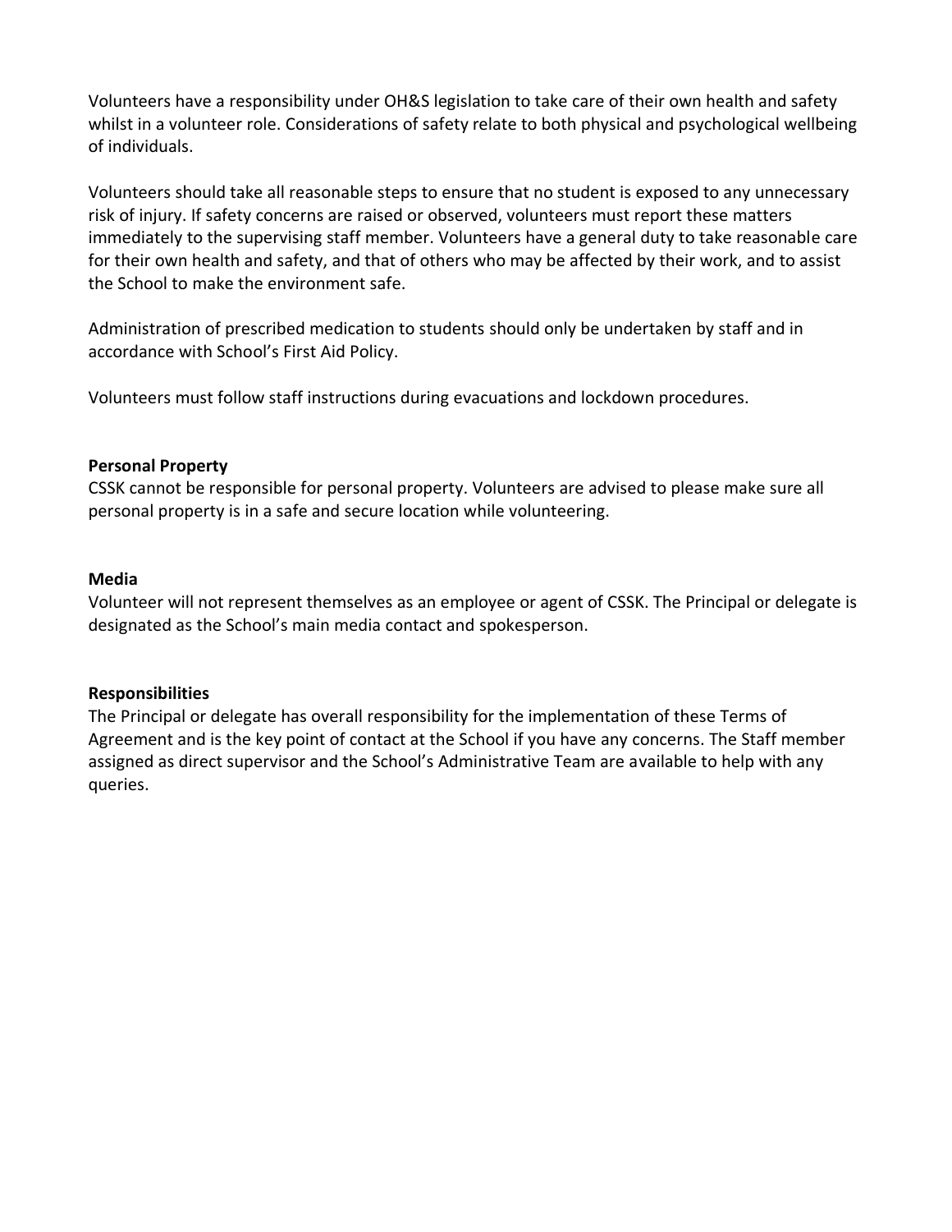Volunteers have a responsibility under OH&S legislation to take care of their own health and safety whilst in a volunteer role. Considerations of safety relate to both physical and psychological wellbeing of individuals.

Volunteers should take all reasonable steps to ensure that no student is exposed to any unnecessary risk of injury. If safety concerns are raised or observed, volunteers must report these matters immediately to the supervising staff member. Volunteers have a general duty to take reasonable care for their own health and safety, and that of others who may be affected by their work, and to assist the School to make the environment safe.

Administration of prescribed medication to students should only be undertaken by staff and in accordance with School's First Aid Policy.

Volunteers must follow staff instructions during evacuations and lockdown procedures.

**Personal Property**

CSSK cannot be responsible for personal property. Volunteers are advised to please make sure all personal property is in a safe and secure location while volunteering.

**Media**

Volunteer will not represent themselves as an employee or agent of CSSK. The Principal or delegate is designated as the School's main media contact and spokesperson.

**Responsibilities**

The Principal or delegate has overall responsibility for the implementation of these Terms of Agreement and is the key point of contact at the School if you have any concerns. The Staff member assigned as direct supervisor and the School's Administrative Team are available to help with any queries.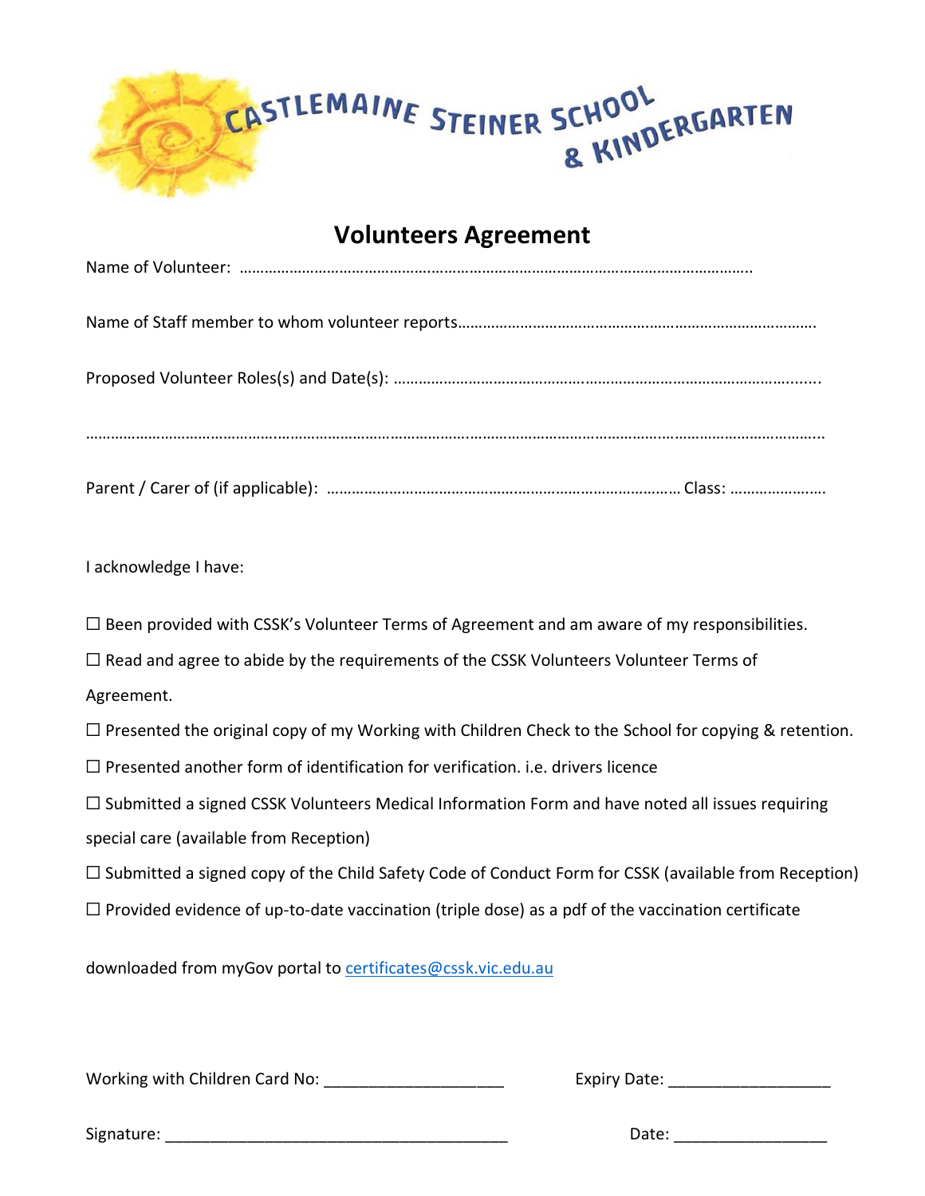CASTLEMAINE STEINER SCHOOL & KINDERGARTEN

# Volunteers Agreement

Name of Volunteer: ………………………………………………………………………………………………………….

Name of Staff member to whom volunteer reports…………………………………………………………………………

Proposed Volunteer Roles(s) and Date(s): ……………………………………………………………………………………..

…………………………………………………………………………………………………………………………………………………..

Parent / Carer of (if applicable): ……………………………………………………………………… Class: ………………….

I acknowledge I have:

☐ Been provided with CSSK's Volunteer Terms of Agreement and am aware of my responsibilities.

☐ Read and agree to abide by the requirements of the CSSK Volunteers Volunteer Terms of Agreement.

☐ Presented the original copy of my Working with Children Check to the School for copying & retention.

☐ Presented another form of identification for verification. i.e. drivers licence

☐ Submitted a signed CSSK Volunteers Medical Information Form and have noted all issues requiring special care (available from Reception)

☐ Submitted a signed copy of the Child Safety Code of Conduct Form for CSSK (available from Reception)

☐ Provided evidence of up-to-date vaccination (triple dose) as a pdf of the vaccination certificate

downloaded from myGov portal to certificates@cssk.vic.edu.au

Working with Children Card No: ____________________ Expiry Date: __________________

Signature: _______________________________________ Date: _________________